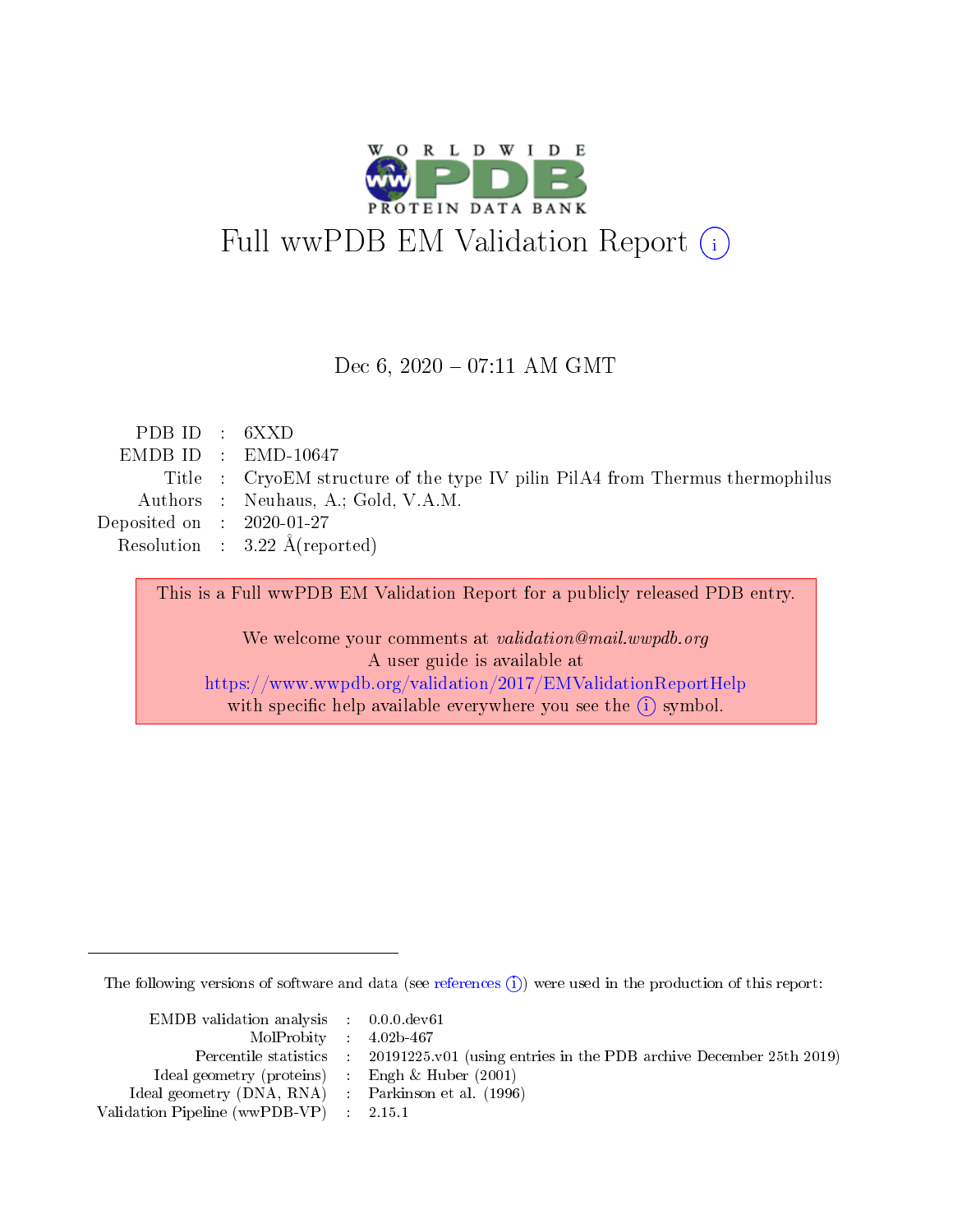# Full wwPDB EM Validation Report (i)

Dec 6, 2020 – 07:11 AM GMT

| | | |
|---|---|---|
| PDB ID | : | 6XXD |
| EMDB ID | : | EMD-10647 |
| Title | : | CryoEM structure of the type IV pilin PilA4 from Thermus thermophilus |
| Authors | : | Neuhaus, A.; Gold, V.A.M. |
| Deposited on | : | 2020-01-27 |
| Resolution | : | 3.22 Å(reported) |

This is a Full wwPDB EM Validation Report for a publicly released PDB entry.

We welcome your comments at *validation@mail.wwpdb.org*
A user guide is available at
https://www.wwpdb.org/validation/2017/EMValidationReportHelp
with specific help available everywhere you see the (i) symbol.

---

The following versions of software and data (see references (i)) were used in the production of this report:

| | | |
|---|---|---|
| EMDB validation analysis | : | 0.0.0.dev61 |
| MolProbity | : | 4.02b-467 |
| Percentile statistics | : | 20191225.v01 (using entries in the PDB archive December 25th 2019) |
| Ideal geometry (proteins) | : | Engh & Huber (2001) |
| Ideal geometry (DNA, RNA) | : | Parkinson et al. (1996) |
| Validation Pipeline (wwPDB-VP) | : | 2.15.1 |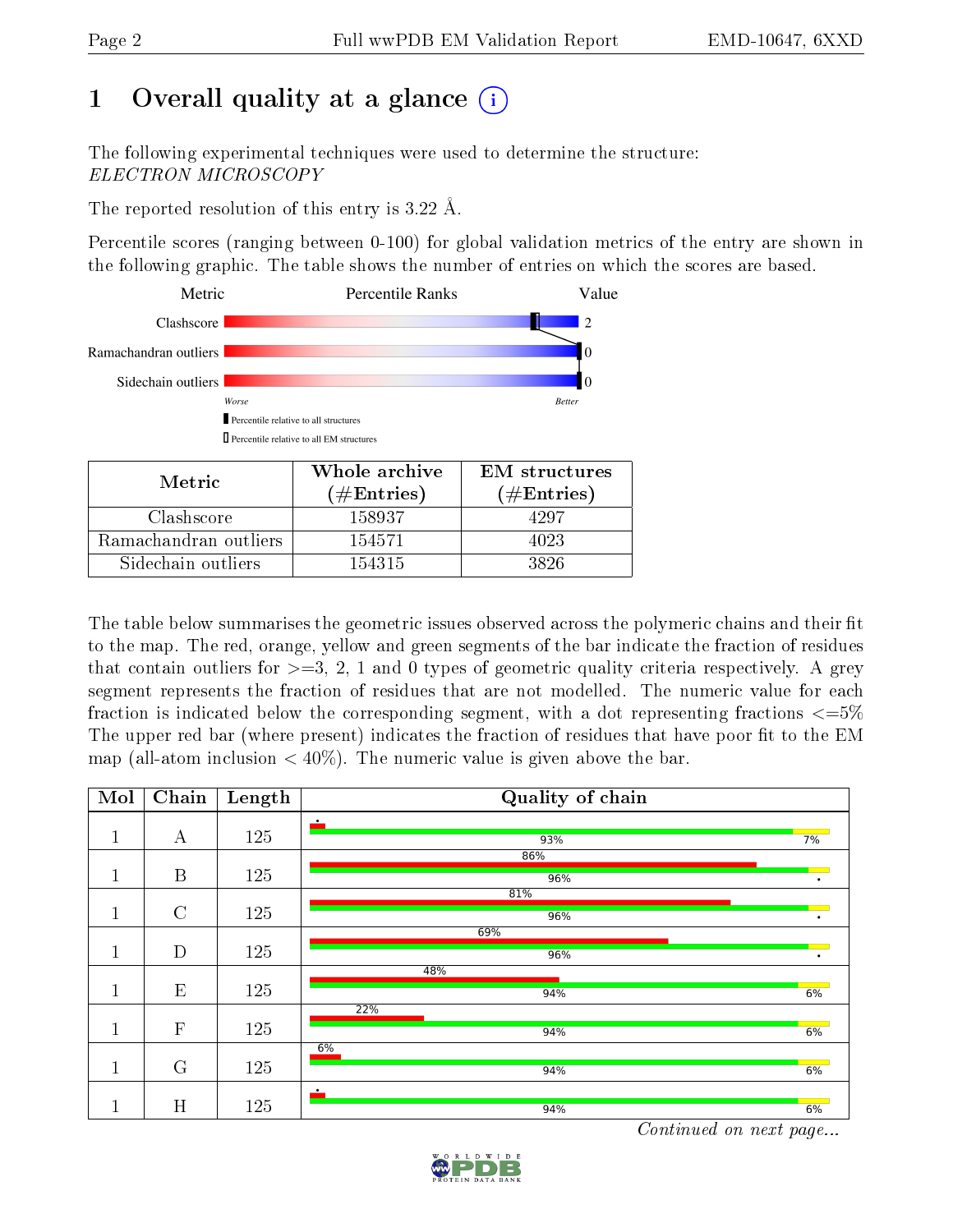# 1 Overall quality at a glance (i)

The following experimental techniques were used to determine the structure:
*ELECTRON MICROSCOPY*

The reported resolution of this entry is 3.22 Å.

Percentile scores (ranging between 0-100) for global validation metrics of the entry are shown in the following graphic. The table shows the number of entries on which the scores are based.

| Metric | Percentile Ranks | Value |
|---|---|---|
| Clashscore | | 2 |
| Ramachandran outliers | | 0 |
| Sidechain outliers | | 0 |

Worse — Better

■ Percentile relative to all structures
□ Percentile relative to all EM structures

| Metric | Whole archive (#Entries) | EM structures (#Entries) |
|---|---|---|
| Clashscore | 158937 | 4297 |
| Ramachandran outliers | 154571 | 4023 |
| Sidechain outliers | 154315 | 3826 |

The table below summarises the geometric issues observed across the polymeric chains and their fit to the map. The red, orange, yellow and green segments of the bar indicate the fraction of residues that contain outliers for >=3, 2, 1 and 0 types of geometric quality criteria respectively. A grey segment represents the fraction of residues that are not modelled. The numeric value for each fraction is indicated below the corresponding segment, with a dot representing fractions <=5% The upper red bar (where present) indicates the fraction of residues that have poor fit to the EM map (all-atom inclusion < 40%). The numeric value is given above the bar.

| Mol | Chain | Length | Quality of chain |
|---|---|---|---|
| 1 | A | 125 | • / 93% / 7% |
| 1 | B | 125 | 86% / 96% / • |
| 1 | C | 125 | 81% / 96% / • |
| 1 | D | 125 | 69% / 96% / • |
| 1 | E | 125 | 48% / 94% / 6% |
| 1 | F | 125 | 22% / 94% / 6% |
| 1 | G | 125 | 6% / 94% / 6% |
| 1 | H | 125 | • / 94% / 6% |

*Continued on next page...*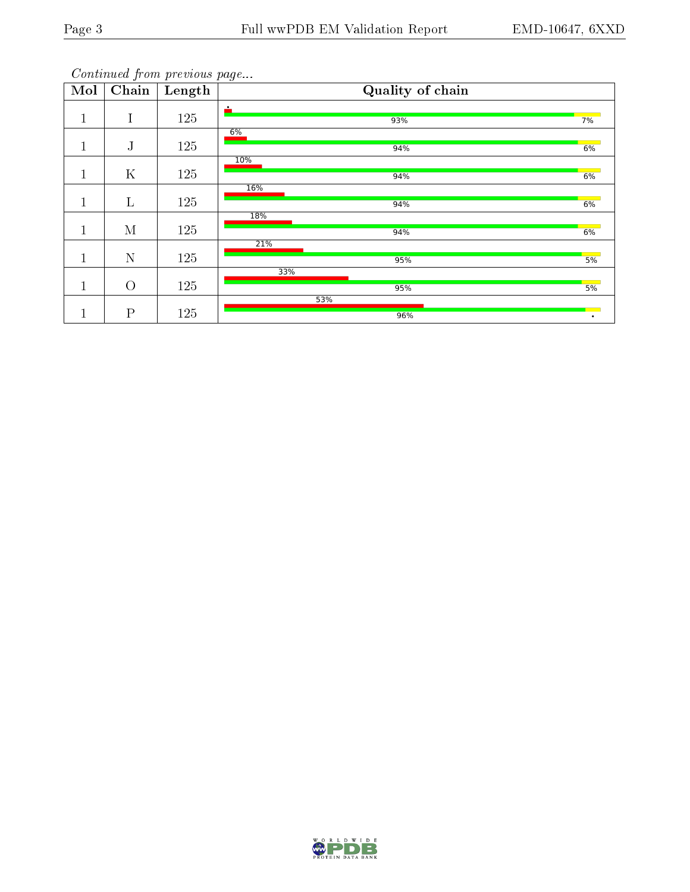*Continued from previous page...*

| Mol | Chain | Length | Quality of chain |
|---|---|---|---|
| 1 | I | 125 | • 93% 7% |
| 1 | J | 125 | 6% 94% 6% |
| 1 | K | 125 | 10% 94% 6% |
| 1 | L | 125 | 16% 94% 6% |
| 1 | M | 125 | 18% 94% 6% |
| 1 | N | 125 | 21% 95% 5% |
| 1 | O | 125 | 33% 95% 5% |
| 1 | P | 125 | 53% 96% • |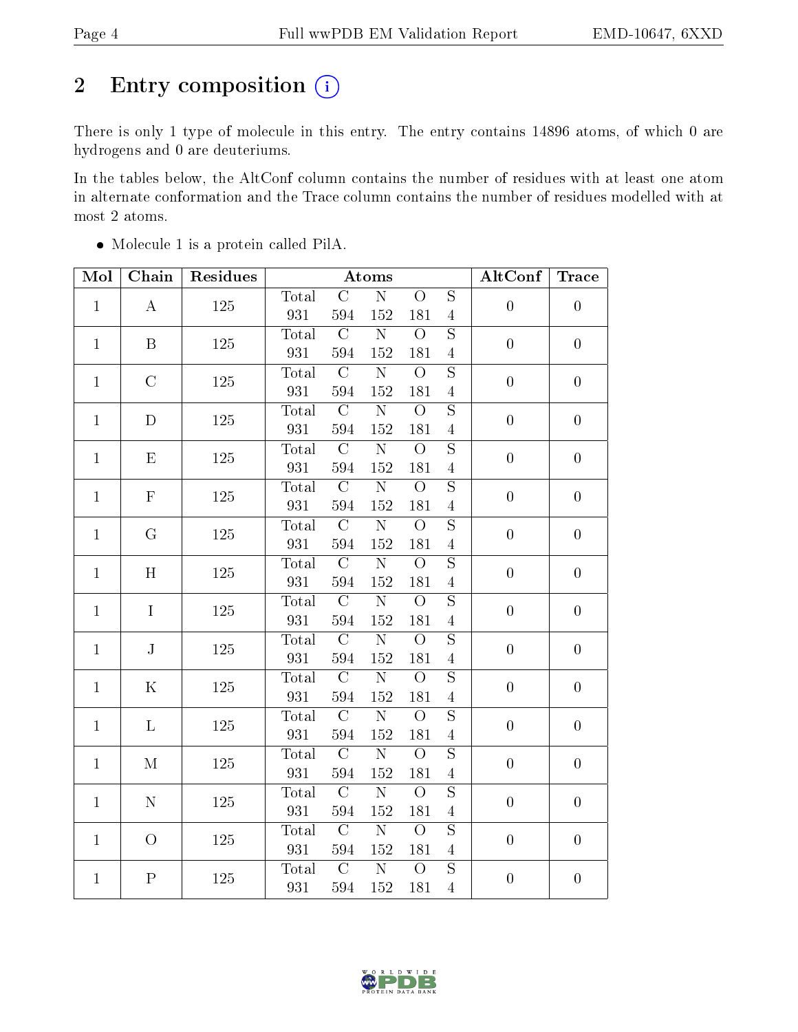# 2 Entry composition

There is only 1 type of molecule in this entry. The entry contains 14896 atoms, of which 0 are hydrogens and 0 are deuteriums.

In the tables below, the AltConf column contains the number of residues with at least one atom in alternate conformation and the Trace column contains the number of residues modelled with at most 2 atoms.

- Molecule 1 is a protein called PilA.

| Mol | Chain | Residues | Atoms | | | | | AltConf | Trace |
|---|---|---|---|---|---|---|---|---|---|
| | | | Total | C | N | O | S | | |
| 1 | A | 125 | 931 | 594 | 152 | 181 | 4 | 0 | 0 |
| 1 | B | 125 | 931 | 594 | 152 | 181 | 4 | 0 | 0 |
| 1 | C | 125 | 931 | 594 | 152 | 181 | 4 | 0 | 0 |
| 1 | D | 125 | 931 | 594 | 152 | 181 | 4 | 0 | 0 |
| 1 | E | 125 | 931 | 594 | 152 | 181 | 4 | 0 | 0 |
| 1 | F | 125 | 931 | 594 | 152 | 181 | 4 | 0 | 0 |
| 1 | G | 125 | 931 | 594 | 152 | 181 | 4 | 0 | 0 |
| 1 | H | 125 | 931 | 594 | 152 | 181 | 4 | 0 | 0 |
| 1 | I | 125 | 931 | 594 | 152 | 181 | 4 | 0 | 0 |
| 1 | J | 125 | 931 | 594 | 152 | 181 | 4 | 0 | 0 |
| 1 | K | 125 | 931 | 594 | 152 | 181 | 4 | 0 | 0 |
| 1 | L | 125 | 931 | 594 | 152 | 181 | 4 | 0 | 0 |
| 1 | M | 125 | 931 | 594 | 152 | 181 | 4 | 0 | 0 |
| 1 | N | 125 | 931 | 594 | 152 | 181 | 4 | 0 | 0 |
| 1 | O | 125 | 931 | 594 | 152 | 181 | 4 | 0 | 0 |
| 1 | P | 125 | 931 | 594 | 152 | 181 | 4 | 0 | 0 |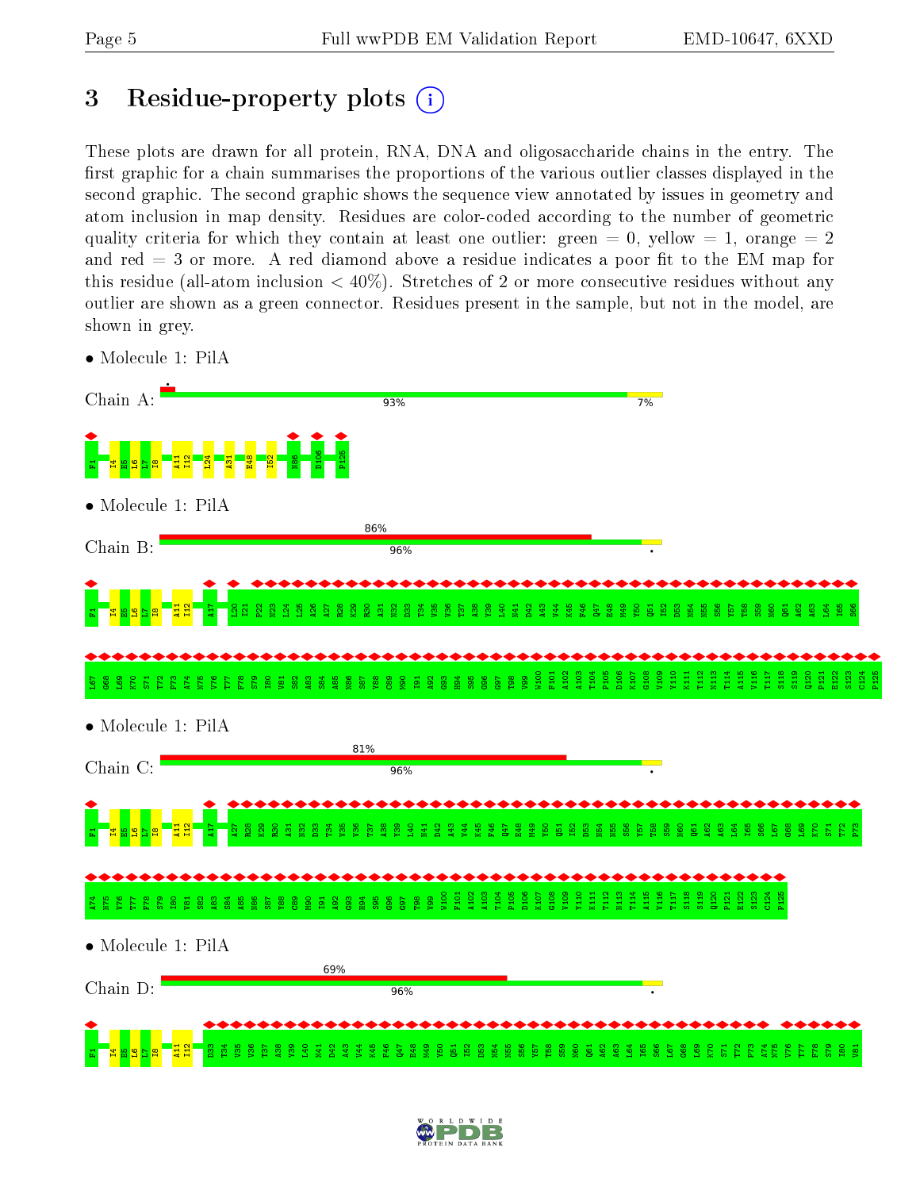# 3 Residue-property plots

These plots are drawn for all protein, RNA, DNA and oligosaccharide chains in the entry. The first graphic for a chain summarises the proportions of the various outlier classes displayed in the second graphic. The second graphic shows the sequence view annotated by issues in geometry and atom inclusion in map density. Residues are color-coded according to the number of geometric quality criteria for which they contain at least one outlier: green = 0, yellow = 1, orange = 2 and red = 3 or more. A red diamond above a residue indicates a poor fit to the EM map for this residue (all-atom inclusion < 40%). Stretches of 2 or more consecutive residues without any outlier are shown as a green connector. Residues present in the sample, but not in the model, are shown in grey.

- Molecule 1: PilA

Chain A: 93% | 7%

F1 I4 E5 L6 L7 I8 A11 I12 L24 A31 E48 I52 N86 D106 P125

- Molecule 1: PilA

Chain B: 86% | 96%

F1 I4 E5 L6 L7 I8 A11 I12 A17 L20 I21 F22 N23 L24 L25 A26 A27 R28 K29 R30 A31 N32 D33 T34 V35 V36 T37 A38 Y39 L40 N41 D42 A43 V44 K45 F46 Q47 E48 M49 Y50 Q51 I52 D53 N54 N55 S56 Y57 T58 S59 N60 Q61 A62 A63 L64 I65 S66 L67 G68 L69 K70 S71 T72 P73 A74 N75 V76 T77 F78 S79 I80 V81 S82 A83 S84 A85 N86 S87 Y88 C89 M90 I91 A92 G93 H94 S95 G96 G97 T98 V99 W100 F101 A102 A103 T104 P105 D106 K107 G108 V109 Y110 K111 T112 N113 T114 A115 V116 T117 S118 S119 Q120 P121 E122 S123 C124 P125

- Molecule 1: PilA

Chain C: 81% | 96%

F1 I4 E5 L6 L7 I8 A11 I12 A17 A27 R28 K29 R30 A31 N32 D33 T34 V35 V36 T37 A38 Y39 L40 N41 D42 A43 V44 K45 F46 Q47 E48 M49 Y50 Q51 I52 D53 N54 N55 S56 Y57 T58 S59 N60 Q61 A62 A63 L64 I65 S66 L67 G68 L69 K70 S71 T72 P73 A74 N75 V76 T77 F78 S79 I80 V81 S82 A83 S84 A85 N86 S87 Y88 C89 M90 I91 A92 G93 H94 S95 G96 G97 T98 V99 W100 F101 A102 A103 T104 P105 D106 K107 G108 V109 Y110 K111 T112 N113 T114 A115 V116 T117 S118 S119 Q120 P121 E122 S123 C124 P125

- Molecule 1: PilA

Chain D: 69% | 96%

F1 I4 E5 L6 L7 I8 A11 I12 D33 T34 V35 V36 T37 A38 Y39 L40 N41 D42 A43 V44 K45 F46 Q47 E48 M49 Y50 Q51 I52 D53 N54 N55 S56 Y57 T58 S59 N60 Q61 A62 A63 L64 I65 S66 L67 G68 L69 K70 S71 T72 P73 A74 N75 V76 T77 F78 S79 I80 V81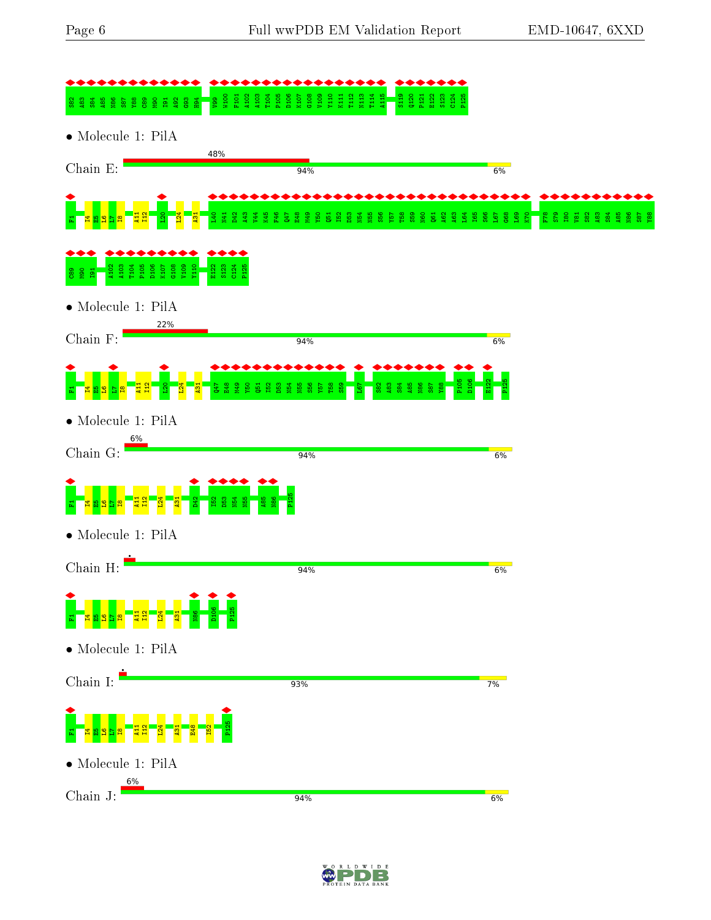S82 A83 S84 A85 N86 S87 Y88 C89 M90 I91 A92 G93 H94 V99 W100 F101 A102 A103 T104 P105 D106 K107 G108 V109 Y110 K111 T112 N113 T114 A115 S119 Q120 P121 E122 S123 C124 P125

• Molecule 1: PilA

Chain E: 48% | 94% | 6%

F1 I4 E5 L6 L7 I8 A11 I12 L20 L24 A31 I40 N41 D42 A43 V44 K45 F46 Q47 E48 M49 Y50 Q51 I52 D53 N54 N55 S56 Y57 T58 S59 M60 Q61 A62 A63 L64 I65 S66 L67 G68 L69 K70 F78 S79 I80 V81 S82 A83 S84 A85 N86 S87 Y88 C89 M90 I91 A102 A103 T104 P105 D106 K107 G108 V109 Y110 E122 S123 C124 P125

• Molecule 1: PilA

Chain F: 22% | 94% | 6%

F1 I4 E5 L6 L7 I8 A11 I12 L20 L24 A31 Q47 E48 M49 Y50 Q51 I52 D53 N54 N55 S56 Y57 T58 S59 L67 S82 A83 S84 A85 N86 S87 Y88 P105 D106 E122 P125

• Molecule 1: PilA

Chain G: 6% | 94% | 6%

F1 I4 E5 L6 L7 I8 A11 I12 L24 A31 D42 I52 D53 N54 N55 A85 N86 P125

• Molecule 1: PilA

Chain H: 94% | 6%

F1 I4 E5 L6 L7 I8 A11 I12 L24 A31 N86 D106 P125

• Molecule 1: PilA

Chain I: 93% | 7%

F1 I4 E5 L6 L7 I8 A11 I12 L24 A31 E48 I52 P125

• Molecule 1: PilA

Chain J: 6% | 94% | 6%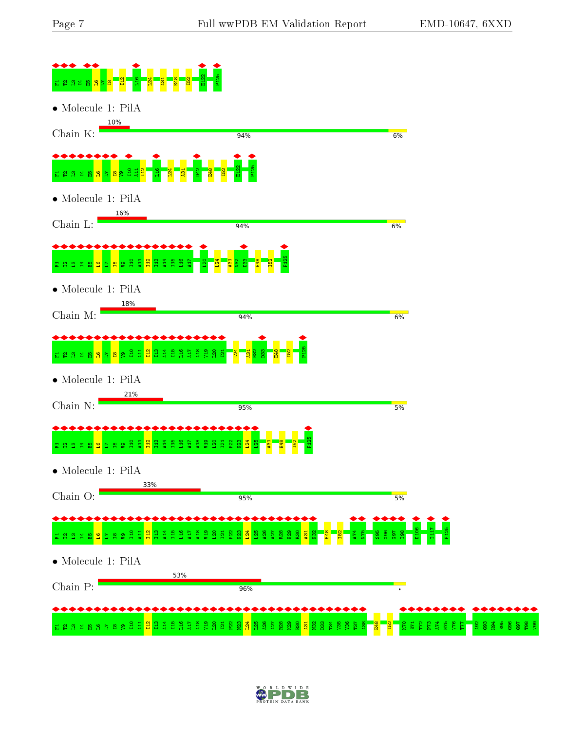F1 T2 L3 I4 E5 L6 L7 I8 I12 L16 L24 A31 E48 I52 E122 P125

• Molecule 1: PilA

Chain K: 10% | 94% | 6%

F1 T2 L3 I4 E5 L6 L7 I8 V9 I10 A11 I12 L16 L24 A31 D42 E48 I52 E122 P125

• Molecule 1: PilA

Chain L: 16% | 94% | 6%

F1 T2 L3 I4 E5 L6 L7 I8 V9 I10 A11 I12 I13 A14 I15 L16 A17 L20 L24 A31 N32 D33 E48 I52 P125

• Molecule 1: PilA

Chain M: 18% | 94% | 6%

F1 T2 L3 I4 E5 L6 L7 I8 V9 I10 A11 I12 I13 A14 I15 L16 A17 A18 V19 L20 I21 L24 A31 N32 D33 E48 I52 P125

• Molecule 1: PilA

Chain N: 21% | 95% | 5%

F1 T2 L3 I4 E5 L6 L7 I8 V9 I10 A11 I12 I13 A14 I15 L16 A17 A18 V19 L20 I21 P22 N23 L24 L25 A31 E48 I52 P125

• Molecule 1: PilA

Chain O: 33% | 95% | 5%

F1 T2 L3 I4 E5 L6 L7 I8 V9 I10 A11 I12 I13 A14 I15 L16 A17 A18 V19 L20 I21 P22 N23 L24 L25 A26 A27 R28 K29 R30 A31 N32 E48 I52 A74 N75 S95 G96 G97 T98 D106 T117 P125

• Molecule 1: PilA

Chain P: 53% | 96% | •

F1 T2 L3 I4 E5 L6 L7 I8 V9 I10 A11 I12 I13 A14 I15 L16 A17 A18 V19 L20 I21 P22 N23 L24 L25 A26 A27 R28 K29 R30 A31 N32 D33 T34 V35 V36 T37 A38 E48 I52 K70 S71 T72 P73 A74 N75 V76 T77 A92 G93 H94 S95 G96 G97 T98 V99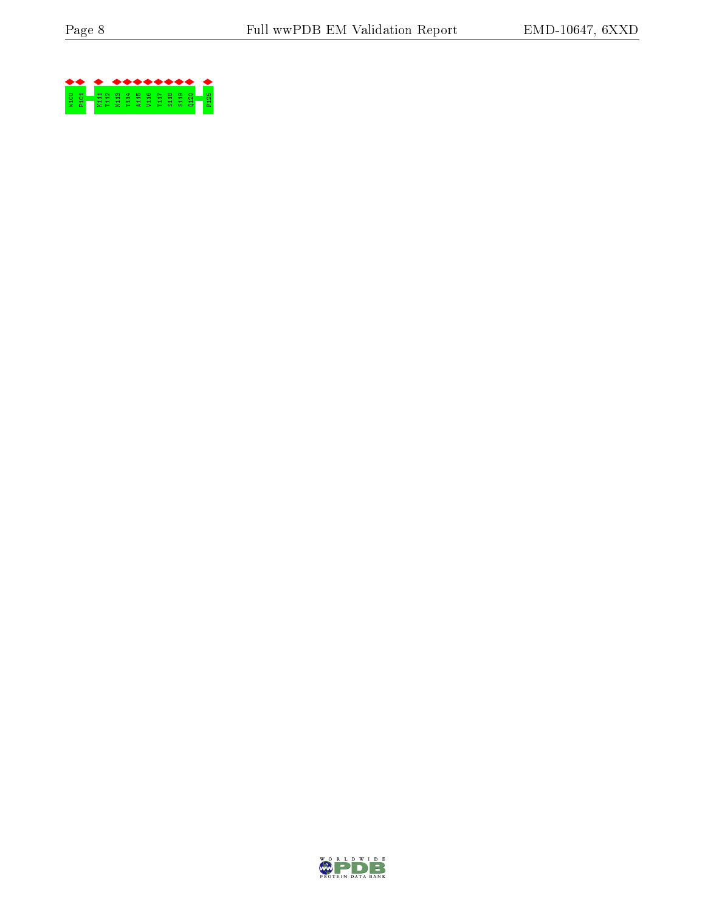W100
F101
K111
T112
N113
T114
A115
V116
T117
S118
S119
Q120
P125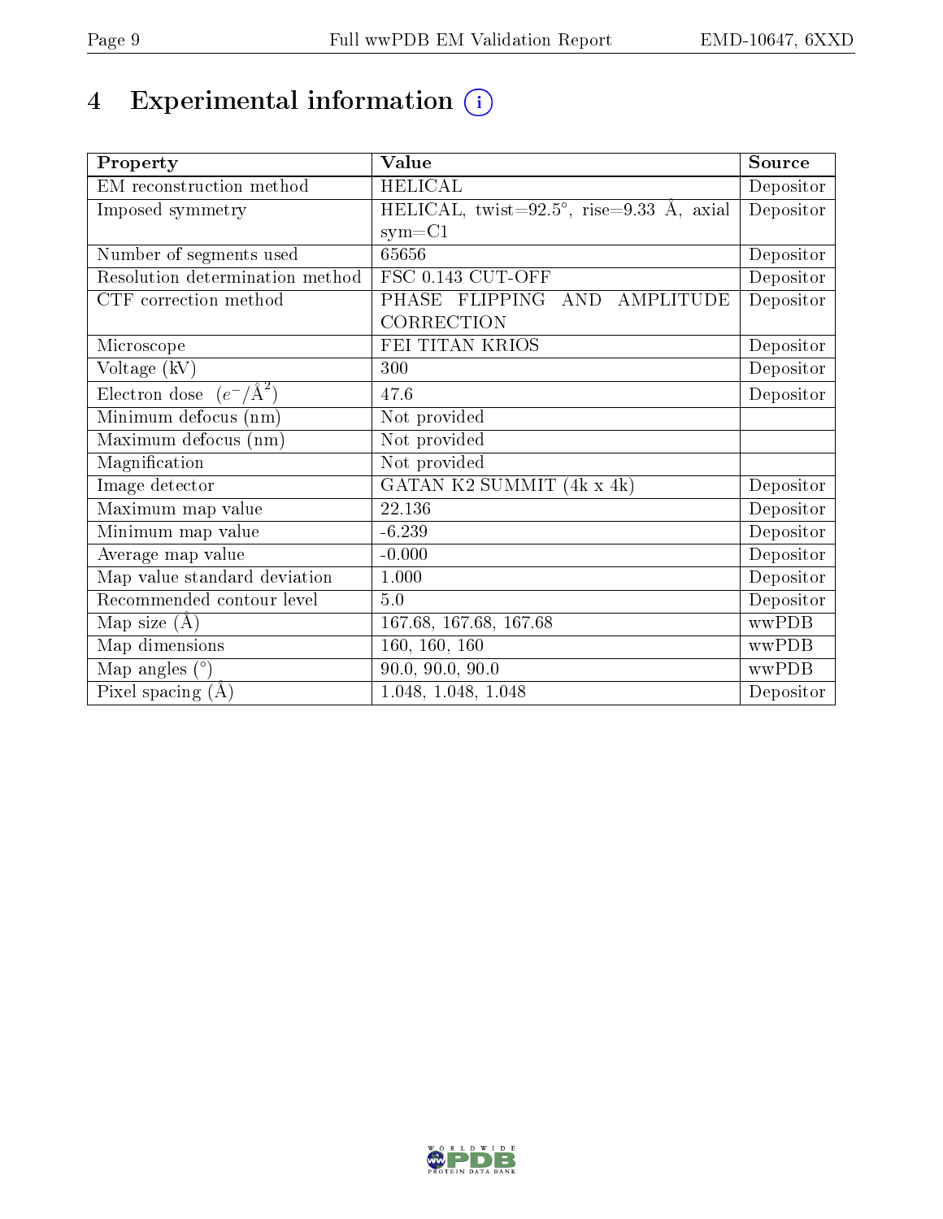# 4 Experimental information

| Property | Value | Source |
|---|---|---|
| EM reconstruction method | HELICAL | Depositor |
| Imposed symmetry | HELICAL, twist=92.5°, rise=9.33 Å, axial sym=C1 | Depositor |
| Number of segments used | 65656 | Depositor |
| Resolution determination method | FSC 0.143 CUT-OFF | Depositor |
| CTF correction method | PHASE FLIPPING AND AMPLITUDE CORRECTION | Depositor |
| Microscope | FEI TITAN KRIOS | Depositor |
| Voltage (kV) | 300 | Depositor |
| Electron dose ($e^-/\text{Å}^2$) | 47.6 | Depositor |
| Minimum defocus (nm) | Not provided | |
| Maximum defocus (nm) | Not provided | |
| Magnification | Not provided | |
| Image detector | GATAN K2 SUMMIT (4k x 4k) | Depositor |
| Maximum map value | 22.136 | Depositor |
| Minimum map value | -6.239 | Depositor |
| Average map value | -0.000 | Depositor |
| Map value standard deviation | 1.000 | Depositor |
| Recommended contour level | 5.0 | Depositor |
| Map size (Å) | 167.68, 167.68, 167.68 | wwPDB |
| Map dimensions | 160, 160, 160 | wwPDB |
| Map angles (°) | 90.0, 90.0, 90.0 | wwPDB |
| Pixel spacing (Å) | 1.048, 1.048, 1.048 | Depositor |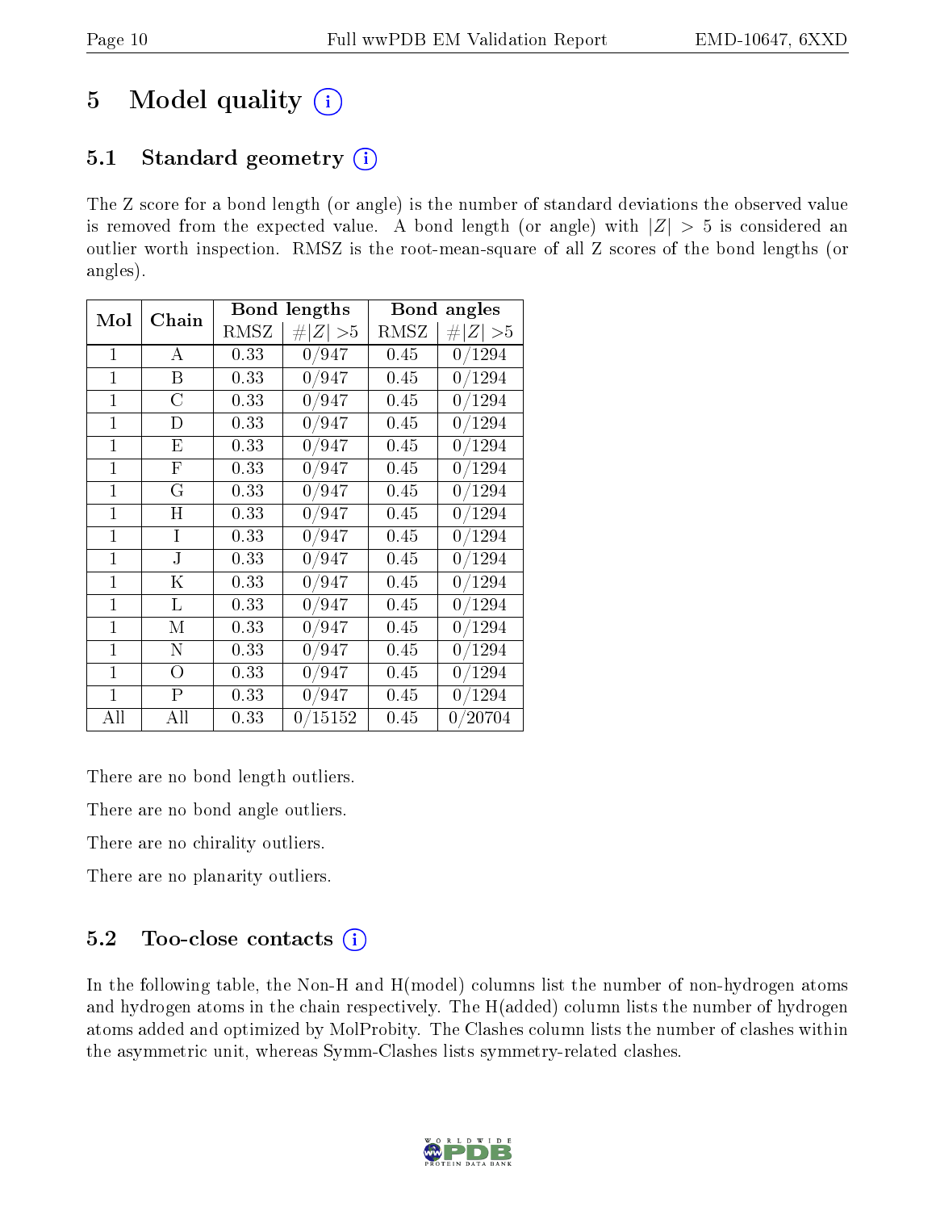# 5 Model quality (i)

## 5.1 Standard geometry (i)

The Z score for a bond length (or angle) is the number of standard deviations the observed value is removed from the expected value. A bond length (or angle) with $|Z| > 5$ is considered an outlier worth inspection. RMSZ is the root-mean-square of all Z scores of the bond lengths (or angles).

| Mol | Chain | Bond lengths | | Bond angles | |
|---|---|---|---|---|---|
| | | RMSZ | #$\|Z\|$ >5 | RMSZ | #$\|Z\|$ >5 |
| 1 | A | 0.33 | 0/947 | 0.45 | 0/1294 |
| 1 | B | 0.33 | 0/947 | 0.45 | 0/1294 |
| 1 | C | 0.33 | 0/947 | 0.45 | 0/1294 |
| 1 | D | 0.33 | 0/947 | 0.45 | 0/1294 |
| 1 | E | 0.33 | 0/947 | 0.45 | 0/1294 |
| 1 | F | 0.33 | 0/947 | 0.45 | 0/1294 |
| 1 | G | 0.33 | 0/947 | 0.45 | 0/1294 |
| 1 | H | 0.33 | 0/947 | 0.45 | 0/1294 |
| 1 | I | 0.33 | 0/947 | 0.45 | 0/1294 |
| 1 | J | 0.33 | 0/947 | 0.45 | 0/1294 |
| 1 | K | 0.33 | 0/947 | 0.45 | 0/1294 |
| 1 | L | 0.33 | 0/947 | 0.45 | 0/1294 |
| 1 | M | 0.33 | 0/947 | 0.45 | 0/1294 |
| 1 | N | 0.33 | 0/947 | 0.45 | 0/1294 |
| 1 | O | 0.33 | 0/947 | 0.45 | 0/1294 |
| 1 | P | 0.33 | 0/947 | 0.45 | 0/1294 |
| All | All | 0.33 | 0/15152 | 0.45 | 0/20704 |

There are no bond length outliers.

There are no bond angle outliers.

There are no chirality outliers.

There are no planarity outliers.

## 5.2 Too-close contacts (i)

In the following table, the Non-H and H(model) columns list the number of non-hydrogen atoms and hydrogen atoms in the chain respectively. The H(added) column lists the number of hydrogen atoms added and optimized by MolProbity. The Clashes column lists the number of clashes within the asymmetric unit, whereas Symm-Clashes lists symmetry-related clashes.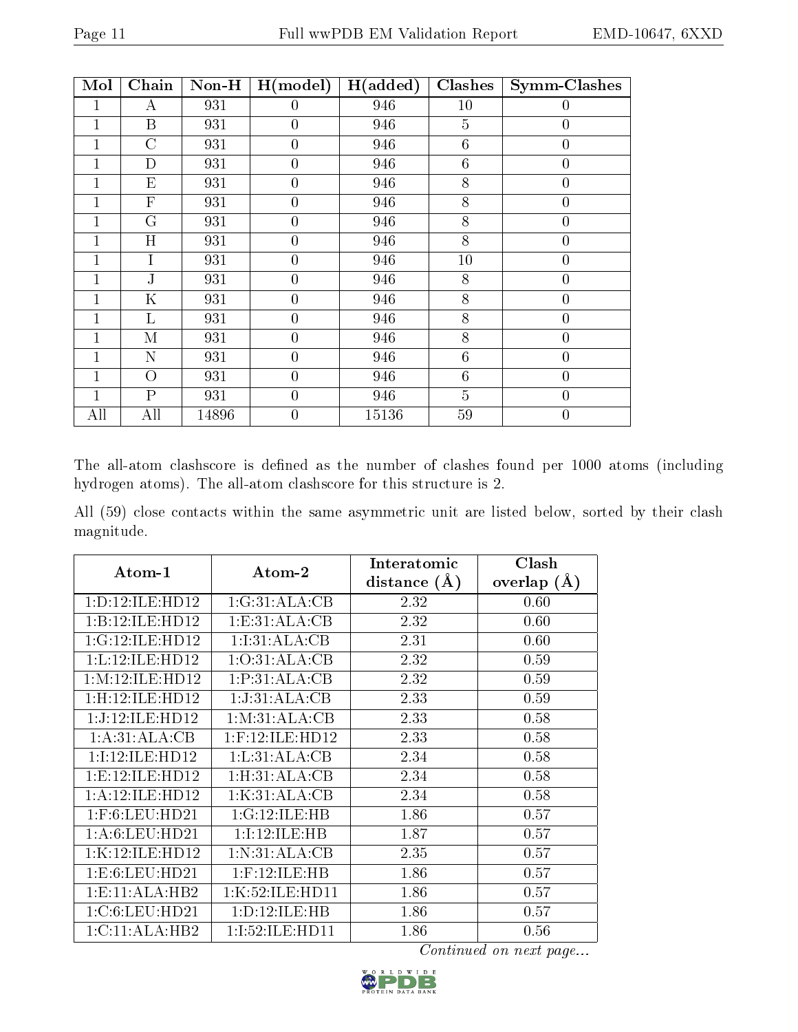| Mol | Chain | Non-H | H(model) | H(added) | Clashes | Symm-Clashes |
|---|---|---|---|---|---|---|
| 1 | A | 931 | 0 | 946 | 10 | 0 |
| 1 | B | 931 | 0 | 946 | 5 | 0 |
| 1 | C | 931 | 0 | 946 | 6 | 0 |
| 1 | D | 931 | 0 | 946 | 6 | 0 |
| 1 | E | 931 | 0 | 946 | 8 | 0 |
| 1 | F | 931 | 0 | 946 | 8 | 0 |
| 1 | G | 931 | 0 | 946 | 8 | 0 |
| 1 | H | 931 | 0 | 946 | 8 | 0 |
| 1 | I | 931 | 0 | 946 | 10 | 0 |
| 1 | J | 931 | 0 | 946 | 8 | 0 |
| 1 | K | 931 | 0 | 946 | 8 | 0 |
| 1 | L | 931 | 0 | 946 | 8 | 0 |
| 1 | M | 931 | 0 | 946 | 8 | 0 |
| 1 | N | 931 | 0 | 946 | 6 | 0 |
| 1 | O | 931 | 0 | 946 | 6 | 0 |
| 1 | P | 931 | 0 | 946 | 5 | 0 |
| All | All | 14896 | 0 | 15136 | 59 | 0 |

The all-atom clashscore is defined as the number of clashes found per 1000 atoms (including hydrogen atoms). The all-atom clashscore for this structure is 2.

All (59) close contacts within the same asymmetric unit are listed below, sorted by their clash magnitude.

| Atom-1 | Atom-2 | Interatomic distance (Å) | Clash overlap (Å) |
|---|---|---|---|
| 1:D:12:ILE:HD12 | 1:G:31:ALA:CB | 2.32 | 0.60 |
| 1:B:12:ILE:HD12 | 1:E:31:ALA:CB | 2.32 | 0.60 |
| 1:G:12:ILE:HD12 | 1:I:31:ALA:CB | 2.31 | 0.60 |
| 1:L:12:ILE:HD12 | 1:O:31:ALA:CB | 2.32 | 0.59 |
| 1:M:12:ILE:HD12 | 1:P:31:ALA:CB | 2.32 | 0.59 |
| 1:H:12:ILE:HD12 | 1:J:31:ALA:CB | 2.33 | 0.59 |
| 1:J:12:ILE:HD12 | 1:M:31:ALA:CB | 2.33 | 0.58 |
| 1:A:31:ALA:CB | 1:F:12:ILE:HD12 | 2.33 | 0.58 |
| 1:I:12:ILE:HD12 | 1:L:31:ALA:CB | 2.34 | 0.58 |
| 1:E:12:ILE:HD12 | 1:H:31:ALA:CB | 2.34 | 0.58 |
| 1:A:12:ILE:HD12 | 1:K:31:ALA:CB | 2.34 | 0.58 |
| 1:F:6:LEU:HD21 | 1:G:12:ILE:HB | 1.86 | 0.57 |
| 1:A:6:LEU:HD21 | 1:I:12:ILE:HB | 1.87 | 0.57 |
| 1:K:12:ILE:HD12 | 1:N:31:ALA:CB | 2.35 | 0.57 |
| 1:E:6:LEU:HD21 | 1:F:12:ILE:HB | 1.86 | 0.57 |
| 1:E:11:ALA:HB2 | 1:K:52:ILE:HD11 | 1.86 | 0.57 |
| 1:C:6:LEU:HD21 | 1:D:12:ILE:HB | 1.86 | 0.57 |
| 1:C:11:ALA:HB2 | 1:I:52:ILE:HD11 | 1.86 | 0.56 |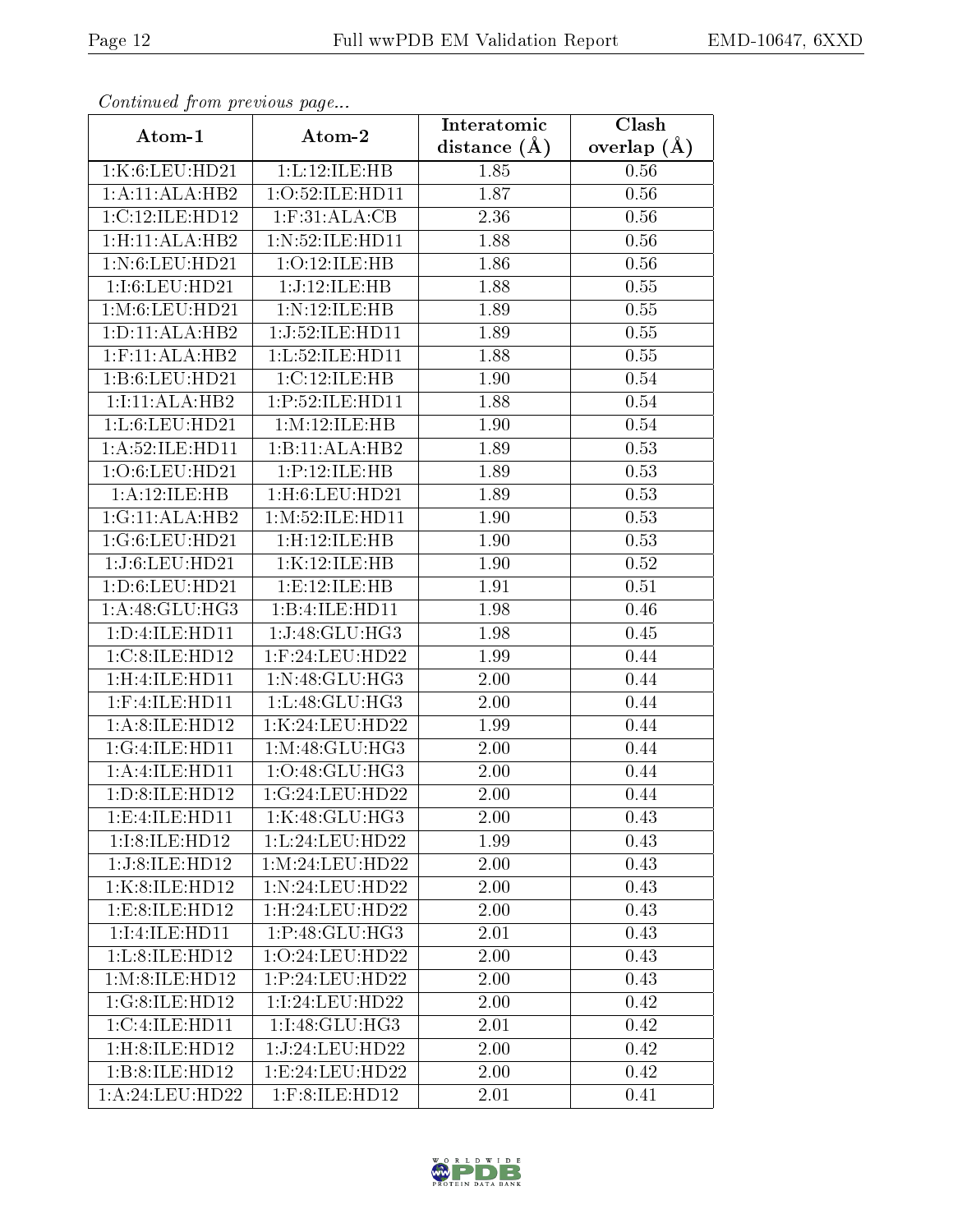*Continued from previous page...*

| Atom-1 | Atom-2 | Interatomic distance (Å) | Clash overlap (Å) |
|---|---|---|---|
| 1:K:6:LEU:HD21 | 1:L:12:ILE:HB | 1.85 | 0.56 |
| 1:A:11:ALA:HB2 | 1:O:52:ILE:HD11 | 1.87 | 0.56 |
| 1:C:12:ILE:HD12 | 1:F:31:ALA:CB | 2.36 | 0.56 |
| 1:H:11:ALA:HB2 | 1:N:52:ILE:HD11 | 1.88 | 0.56 |
| 1:N:6:LEU:HD21 | 1:O:12:ILE:HB | 1.86 | 0.56 |
| 1:I:6:LEU:HD21 | 1:J:12:ILE:HB | 1.88 | 0.55 |
| 1:M:6:LEU:HD21 | 1:N:12:ILE:HB | 1.89 | 0.55 |
| 1:D:11:ALA:HB2 | 1:J:52:ILE:HD11 | 1.89 | 0.55 |
| 1:F:11:ALA:HB2 | 1:L:52:ILE:HD11 | 1.88 | 0.55 |
| 1:B:6:LEU:HD21 | 1:C:12:ILE:HB | 1.90 | 0.54 |
| 1:I:11:ALA:HB2 | 1:P:52:ILE:HD11 | 1.88 | 0.54 |
| 1:L:6:LEU:HD21 | 1:M:12:ILE:HB | 1.90 | 0.54 |
| 1:A:52:ILE:HD11 | 1:B:11:ALA:HB2 | 1.89 | 0.53 |
| 1:O:6:LEU:HD21 | 1:P:12:ILE:HB | 1.89 | 0.53 |
| 1:A:12:ILE:HB | 1:H:6:LEU:HD21 | 1.89 | 0.53 |
| 1:G:11:ALA:HB2 | 1:M:52:ILE:HD11 | 1.90 | 0.53 |
| 1:G:6:LEU:HD21 | 1:H:12:ILE:HB | 1.90 | 0.53 |
| 1:J:6:LEU:HD21 | 1:K:12:ILE:HB | 1.90 | 0.52 |
| 1:D:6:LEU:HD21 | 1:E:12:ILE:HB | 1.91 | 0.51 |
| 1:A:48:GLU:HG3 | 1:B:4:ILE:HD11 | 1.98 | 0.46 |
| 1:D:4:ILE:HD11 | 1:J:48:GLU:HG3 | 1.98 | 0.45 |
| 1:C:8:ILE:HD12 | 1:F:24:LEU:HD22 | 1.99 | 0.44 |
| 1:H:4:ILE:HD11 | 1:N:48:GLU:HG3 | 2.00 | 0.44 |
| 1:F:4:ILE:HD11 | 1:L:48:GLU:HG3 | 2.00 | 0.44 |
| 1:A:8:ILE:HD12 | 1:K:24:LEU:HD22 | 1.99 | 0.44 |
| 1:G:4:ILE:HD11 | 1:M:48:GLU:HG3 | 2.00 | 0.44 |
| 1:A:4:ILE:HD11 | 1:O:48:GLU:HG3 | 2.00 | 0.44 |
| 1:D:8:ILE:HD12 | 1:G:24:LEU:HD22 | 2.00 | 0.44 |
| 1:E:4:ILE:HD11 | 1:K:48:GLU:HG3 | 2.00 | 0.43 |
| 1:I:8:ILE:HD12 | 1:L:24:LEU:HD22 | 1.99 | 0.43 |
| 1:J:8:ILE:HD12 | 1:M:24:LEU:HD22 | 2.00 | 0.43 |
| 1:K:8:ILE:HD12 | 1:N:24:LEU:HD22 | 2.00 | 0.43 |
| 1:E:8:ILE:HD12 | 1:H:24:LEU:HD22 | 2.00 | 0.43 |
| 1:I:4:ILE:HD11 | 1:P:48:GLU:HG3 | 2.01 | 0.43 |
| 1:L:8:ILE:HD12 | 1:O:24:LEU:HD22 | 2.00 | 0.43 |
| 1:M:8:ILE:HD12 | 1:P:24:LEU:HD22 | 2.00 | 0.43 |
| 1:G:8:ILE:HD12 | 1:I:24:LEU:HD22 | 2.00 | 0.42 |
| 1:C:4:ILE:HD11 | 1:I:48:GLU:HG3 | 2.01 | 0.42 |
| 1:H:8:ILE:HD12 | 1:J:24:LEU:HD22 | 2.00 | 0.42 |
| 1:B:8:ILE:HD12 | 1:E:24:LEU:HD22 | 2.00 | 0.42 |
| 1:A:24:LEU:HD22 | 1:F:8:ILE:HD12 | 2.01 | 0.41 |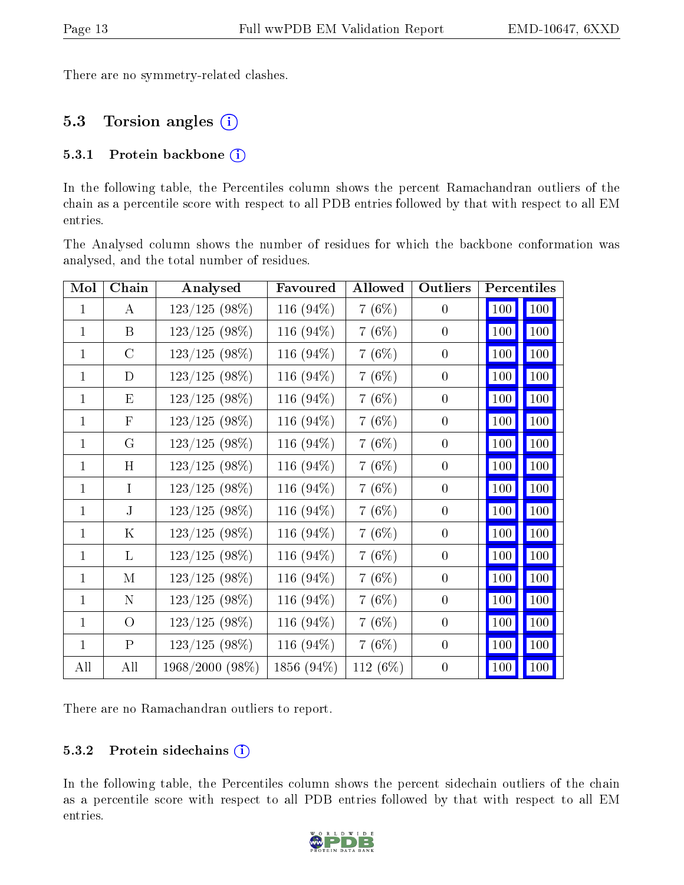There are no symmetry-related clashes.

## 5.3 Torsion angles

### 5.3.1 Protein backbone

In the following table, the Percentiles column shows the percent Ramachandran outliers of the chain as a percentile score with respect to all PDB entries followed by that with respect to all EM entries.

The Analysed column shows the number of residues for which the backbone conformation was analysed, and the total number of residues.

| Mol | Chain | Analysed | Favoured | Allowed | Outliers | Percentiles | |
|---|---|---|---|---|---|---|---|
| 1 | A | 123/125 (98%) | 116 (94%) | 7 (6%) | 0 | 100 | 100 |
| 1 | B | 123/125 (98%) | 116 (94%) | 7 (6%) | 0 | 100 | 100 |
| 1 | C | 123/125 (98%) | 116 (94%) | 7 (6%) | 0 | 100 | 100 |
| 1 | D | 123/125 (98%) | 116 (94%) | 7 (6%) | 0 | 100 | 100 |
| 1 | E | 123/125 (98%) | 116 (94%) | 7 (6%) | 0 | 100 | 100 |
| 1 | F | 123/125 (98%) | 116 (94%) | 7 (6%) | 0 | 100 | 100 |
| 1 | G | 123/125 (98%) | 116 (94%) | 7 (6%) | 0 | 100 | 100 |
| 1 | H | 123/125 (98%) | 116 (94%) | 7 (6%) | 0 | 100 | 100 |
| 1 | I | 123/125 (98%) | 116 (94%) | 7 (6%) | 0 | 100 | 100 |
| 1 | J | 123/125 (98%) | 116 (94%) | 7 (6%) | 0 | 100 | 100 |
| 1 | K | 123/125 (98%) | 116 (94%) | 7 (6%) | 0 | 100 | 100 |
| 1 | L | 123/125 (98%) | 116 (94%) | 7 (6%) | 0 | 100 | 100 |
| 1 | M | 123/125 (98%) | 116 (94%) | 7 (6%) | 0 | 100 | 100 |
| 1 | N | 123/125 (98%) | 116 (94%) | 7 (6%) | 0 | 100 | 100 |
| 1 | O | 123/125 (98%) | 116 (94%) | 7 (6%) | 0 | 100 | 100 |
| 1 | P | 123/125 (98%) | 116 (94%) | 7 (6%) | 0 | 100 | 100 |
| All | All | 1968/2000 (98%) | 1856 (94%) | 112 (6%) | 0 | 100 | 100 |

There are no Ramachandran outliers to report.

### 5.3.2 Protein sidechains

In the following table, the Percentiles column shows the percent sidechain outliers of the chain as a percentile score with respect to all PDB entries followed by that with respect to all EM entries.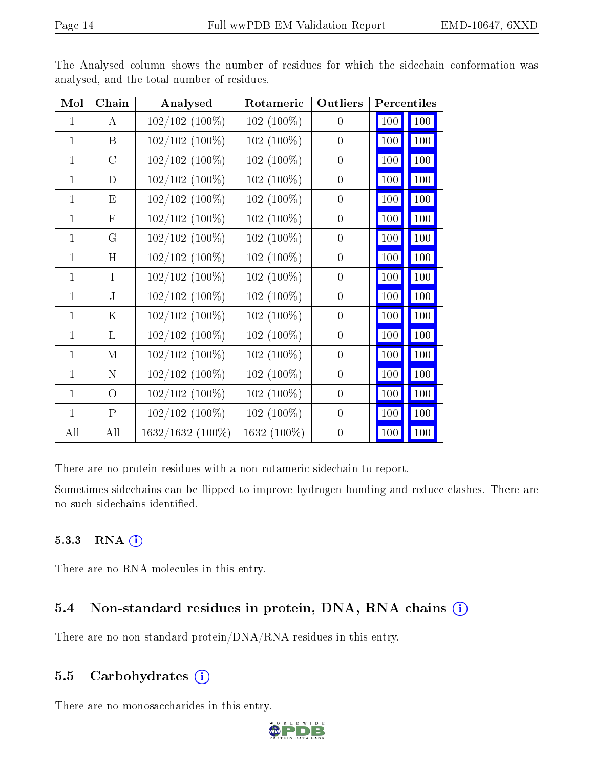The Analysed column shows the number of residues for which the sidechain conformation was analysed, and the total number of residues.

| Mol | Chain | Analysed | Rotameric | Outliers | Percentiles | |
|---|---|---|---|---|---|---|
| 1 | A | 102/102 (100%) | 102 (100%) | 0 | 100 | 100 |
| 1 | B | 102/102 (100%) | 102 (100%) | 0 | 100 | 100 |
| 1 | C | 102/102 (100%) | 102 (100%) | 0 | 100 | 100 |
| 1 | D | 102/102 (100%) | 102 (100%) | 0 | 100 | 100 |
| 1 | E | 102/102 (100%) | 102 (100%) | 0 | 100 | 100 |
| 1 | F | 102/102 (100%) | 102 (100%) | 0 | 100 | 100 |
| 1 | G | 102/102 (100%) | 102 (100%) | 0 | 100 | 100 |
| 1 | H | 102/102 (100%) | 102 (100%) | 0 | 100 | 100 |
| 1 | I | 102/102 (100%) | 102 (100%) | 0 | 100 | 100 |
| 1 | J | 102/102 (100%) | 102 (100%) | 0 | 100 | 100 |
| 1 | K | 102/102 (100%) | 102 (100%) | 0 | 100 | 100 |
| 1 | L | 102/102 (100%) | 102 (100%) | 0 | 100 | 100 |
| 1 | M | 102/102 (100%) | 102 (100%) | 0 | 100 | 100 |
| 1 | N | 102/102 (100%) | 102 (100%) | 0 | 100 | 100 |
| 1 | O | 102/102 (100%) | 102 (100%) | 0 | 100 | 100 |
| 1 | P | 102/102 (100%) | 102 (100%) | 0 | 100 | 100 |
| All | All | 1632/1632 (100%) | 1632 (100%) | 0 | 100 | 100 |

There are no protein residues with a non-rotameric sidechain to report.

Sometimes sidechains can be flipped to improve hydrogen bonding and reduce clashes. There are no such sidechains identified.

### 5.3.3 RNA

There are no RNA molecules in this entry.

## 5.4 Non-standard residues in protein, DNA, RNA chains

There are no non-standard protein/DNA/RNA residues in this entry.

## 5.5 Carbohydrates

There are no monosaccharides in this entry.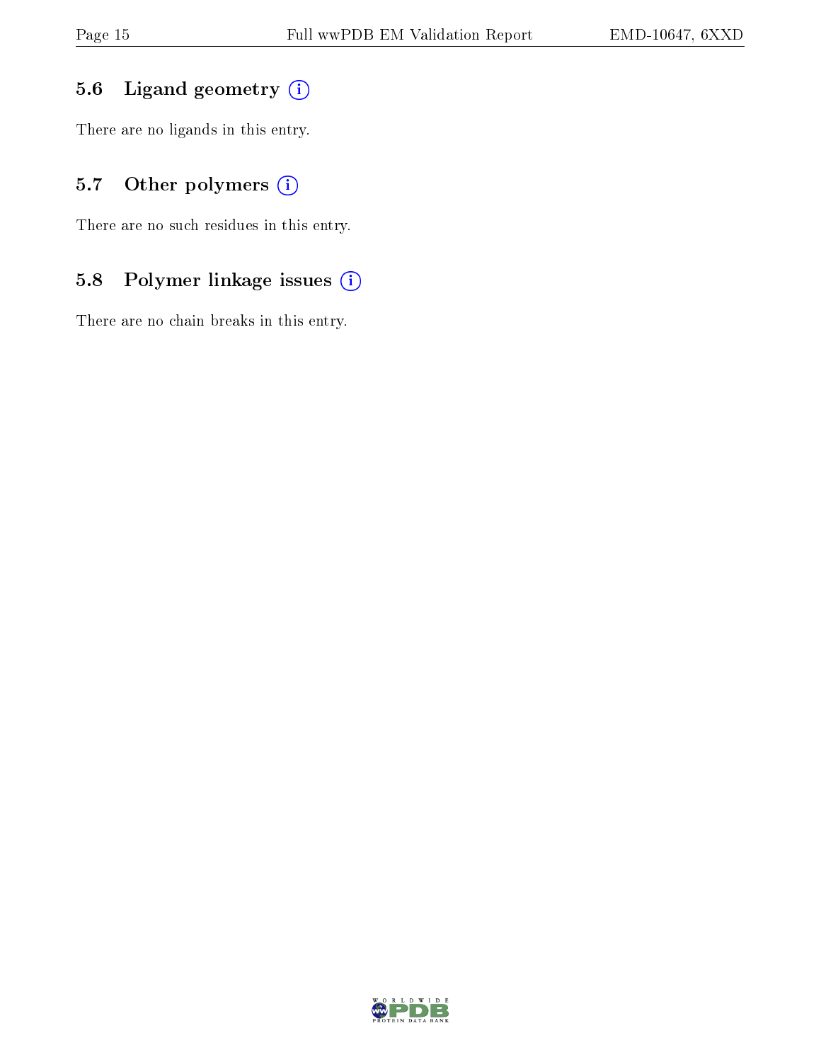### 5.6 Ligand geometry

There are no ligands in this entry.

### 5.7 Other polymers

There are no such residues in this entry.

### 5.8 Polymer linkage issues

There are no chain breaks in this entry.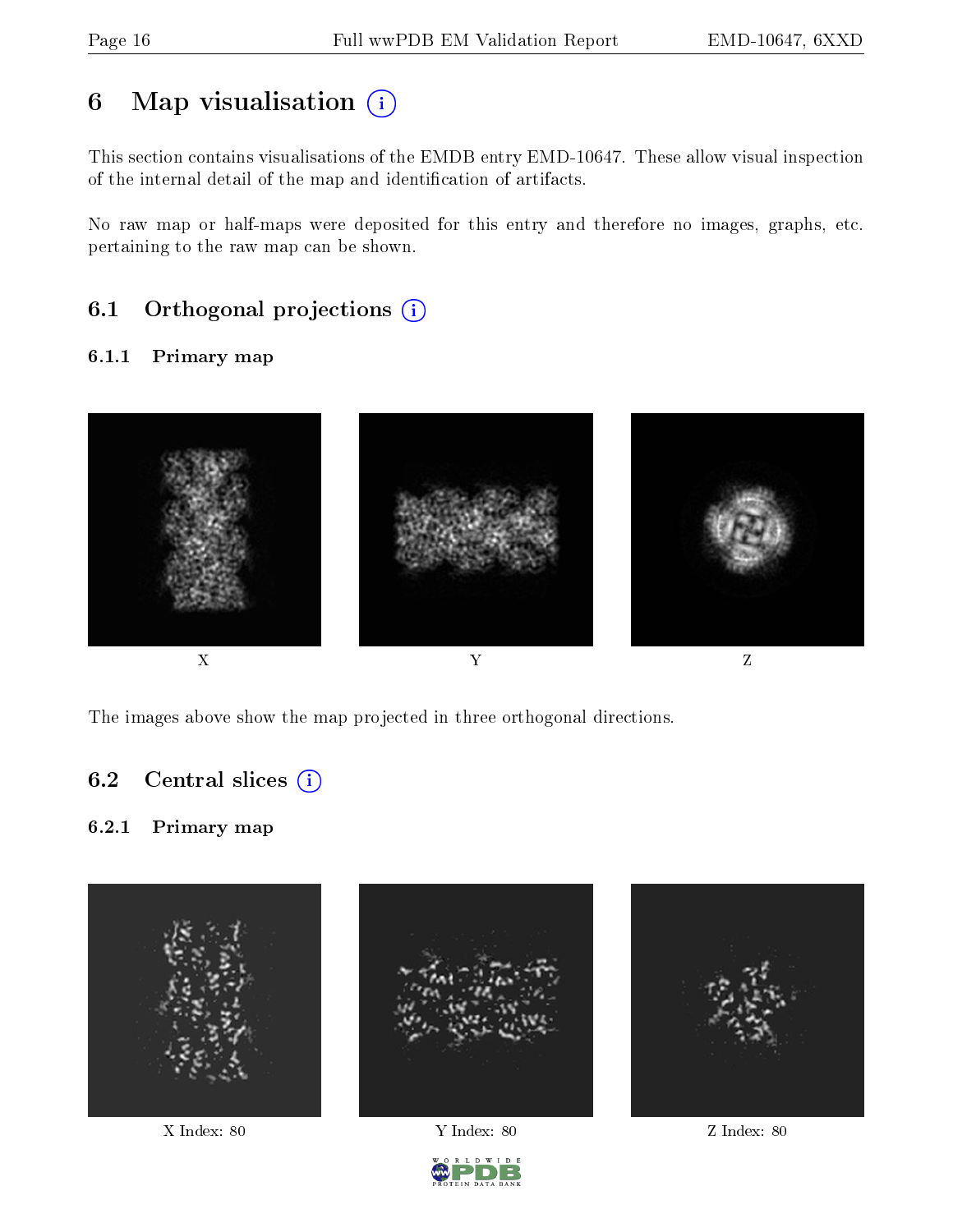# 6 Map visualisation

This section contains visualisations of the EMDB entry EMD-10647. These allow visual inspection of the internal detail of the map and identification of artifacts.

No raw map or half-maps were deposited for this entry and therefore no images, graphs, etc. pertaining to the raw map can be shown.

## 6.1 Orthogonal projections

### 6.1.1 Primary map

X  Y  Z

The images above show the map projected in three orthogonal directions.

## 6.2 Central slices

### 6.2.1 Primary map

X Index: 80  Y Index: 80  Z Index: 80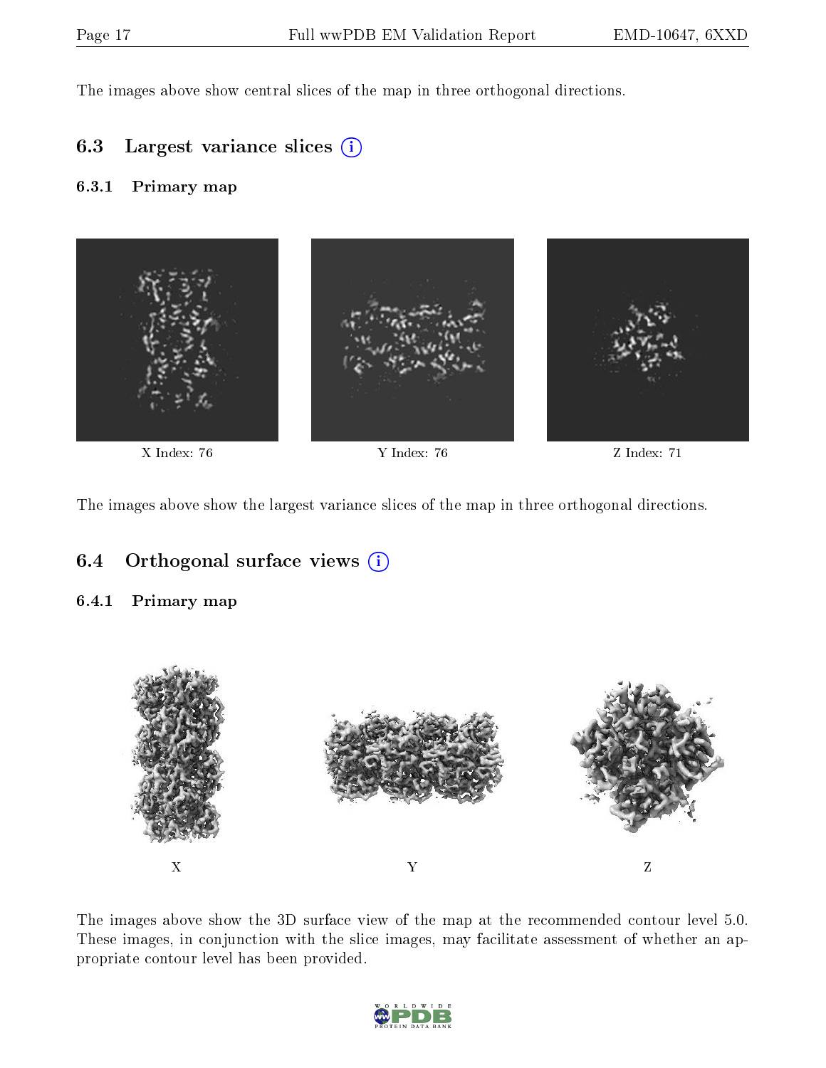The images above show central slices of the map in three orthogonal directions.

### 6.3 Largest variance slices

#### 6.3.1 Primary map

X Index: 76

Y Index: 76

Z Index: 71

The images above show the largest variance slices of the map in three orthogonal directions.

### 6.4 Orthogonal surface views

#### 6.4.1 Primary map

X

Y

Z

The images above show the 3D surface view of the map at the recommended contour level 5.0. These images, in conjunction with the slice images, may facilitate assessment of whether an appropriate contour level has been provided.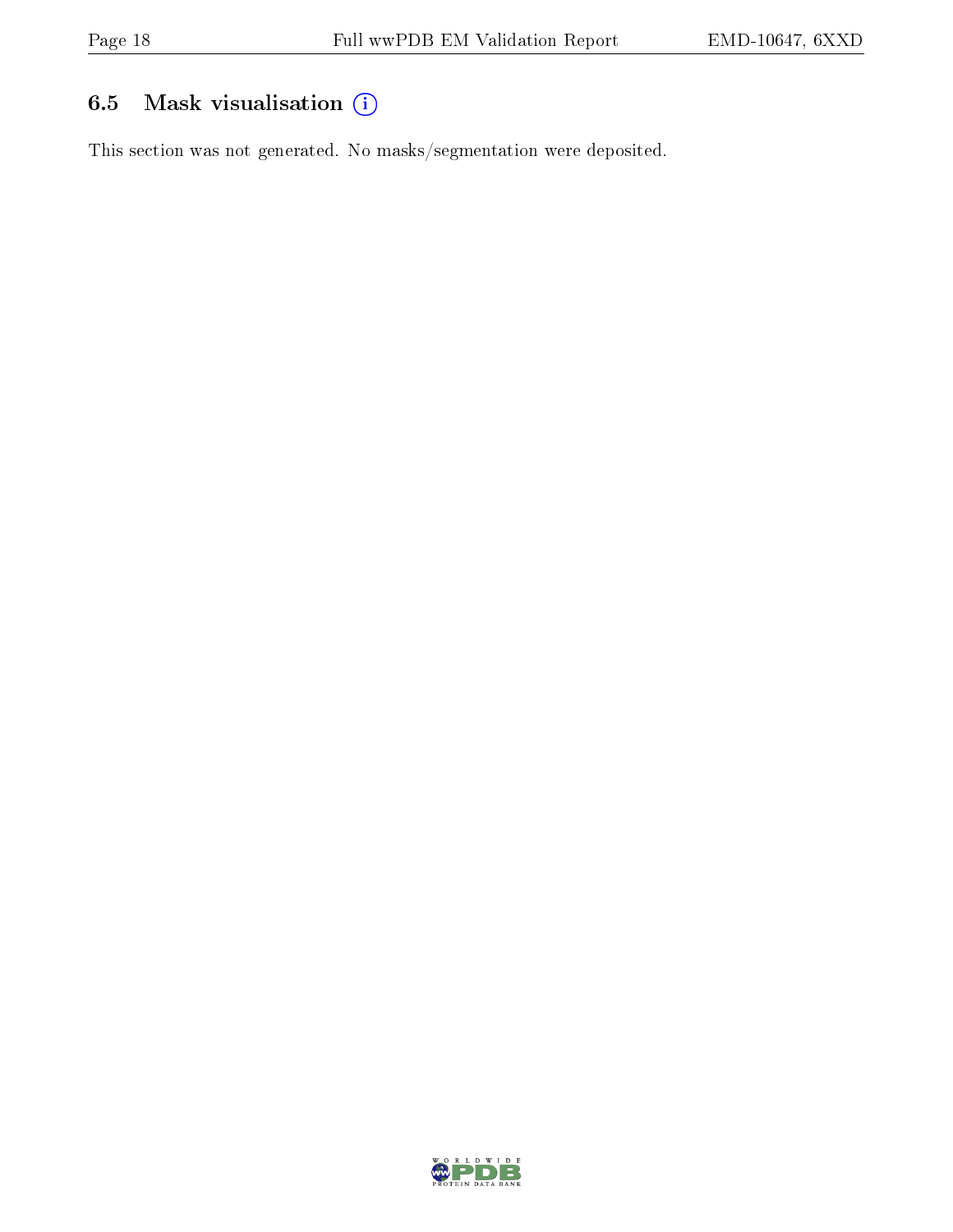### 6.5 Mask visualisation

This section was not generated. No masks/segmentation were deposited.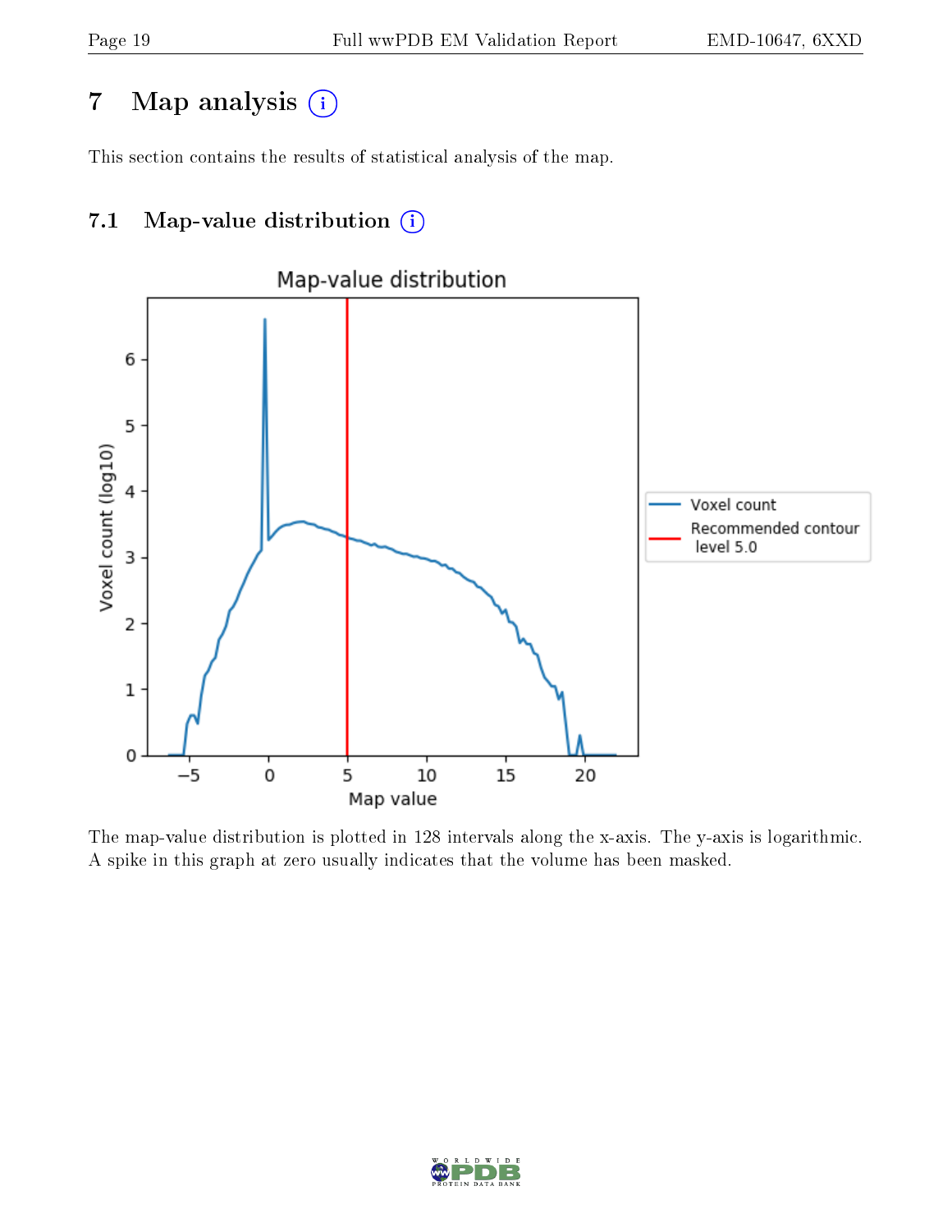# 7 Map analysis (i)

This section contains the results of statistical analysis of the map.

## 7.1 Map-value distribution (i)

The map-value distribution is plotted in 128 intervals along the x-axis. The y-axis is logarithmic. A spike in this graph at zero usually indicates that the volume has been masked.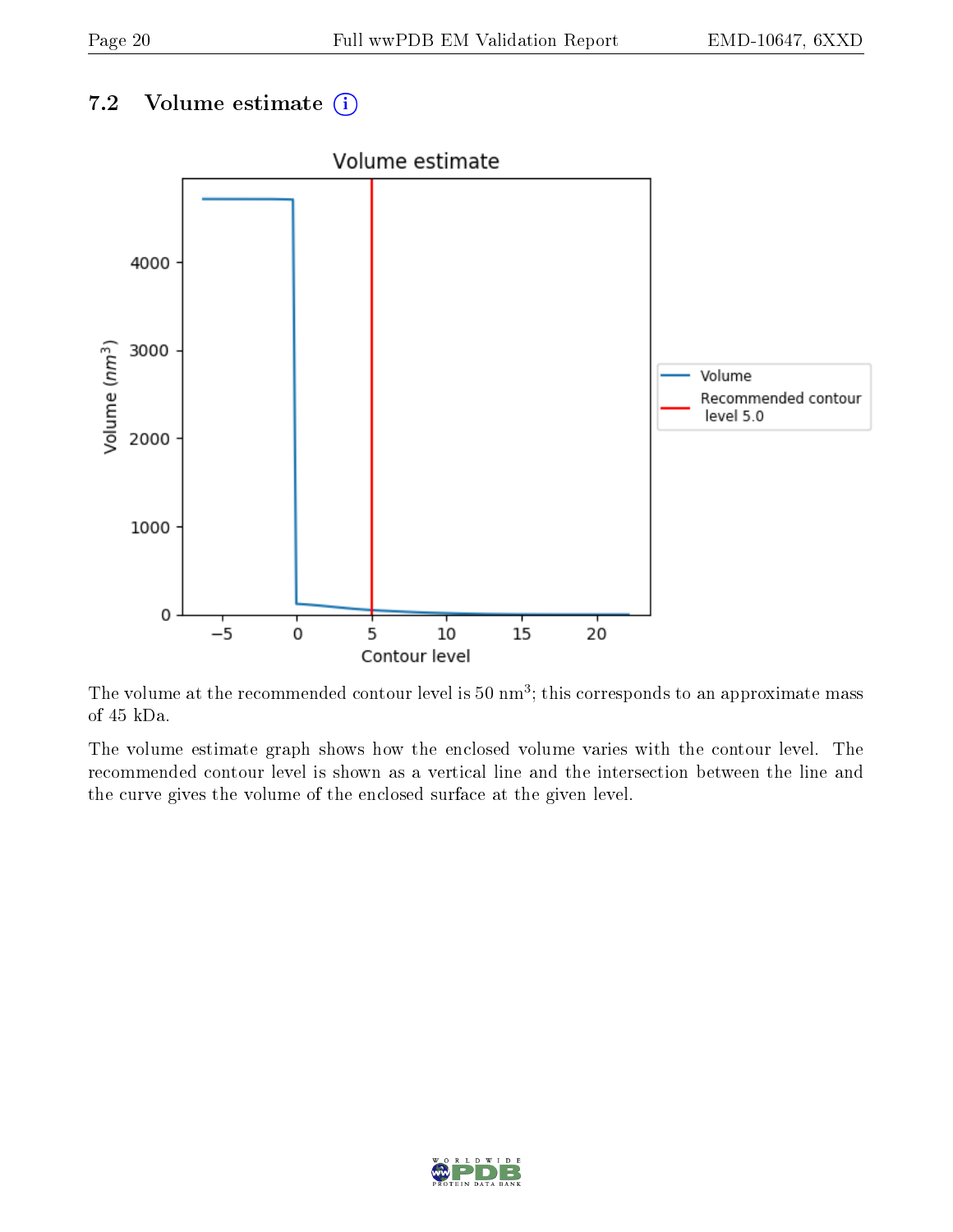### 7.2 Volume estimate (i)

The volume at the recommended contour level is 50 $nm^3$; this corresponds to an approximate mass of 45 kDa.

The volume estimate graph shows how the enclosed volume varies with the contour level. The recommended contour level is shown as a vertical line and the intersection between the line and the curve gives the volume of the enclosed surface at the given level.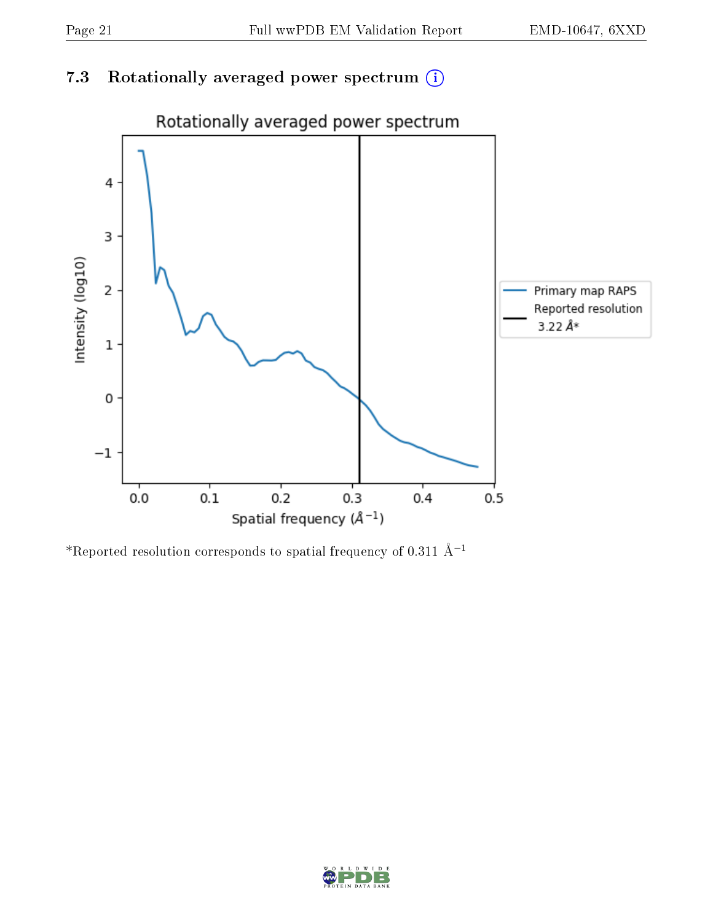### 7.3 Rotationally averaged power spectrum (i)

*Reported resolution corresponds to spatial frequency of 0.311 Å$^{-1}$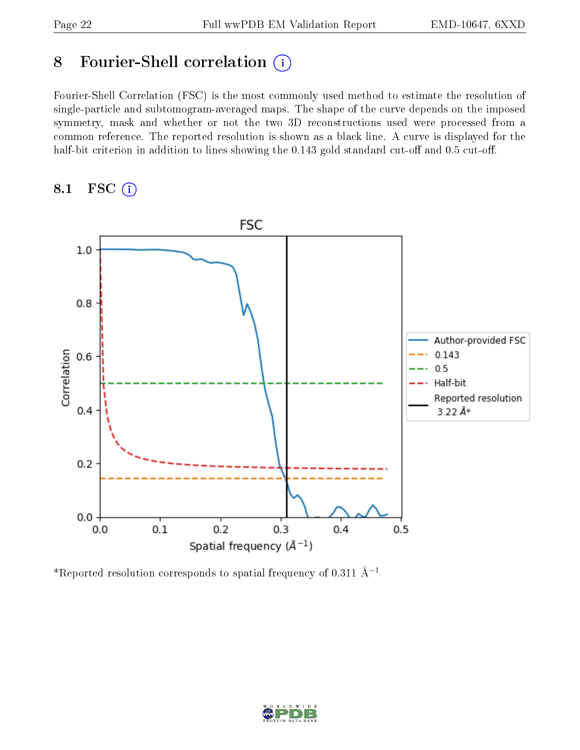# 8 Fourier-Shell correlation

Fourier-Shell Correlation (FSC) is the most commonly used method to estimate the resolution of single-particle and subtomogram-averaged maps. The shape of the curve depends on the imposed symmetry, mask and whether or not the two 3D reconstructions used were processed from a common reference. The reported resolution is shown as a black line. A curve is displayed for the half-bit criterion in addition to lines showing the 0.143 gold standard cut-off and 0.5 cut-off.

## 8.1 FSC

*Reported resolution corresponds to spatial frequency of 0.311 Å$^{-1}$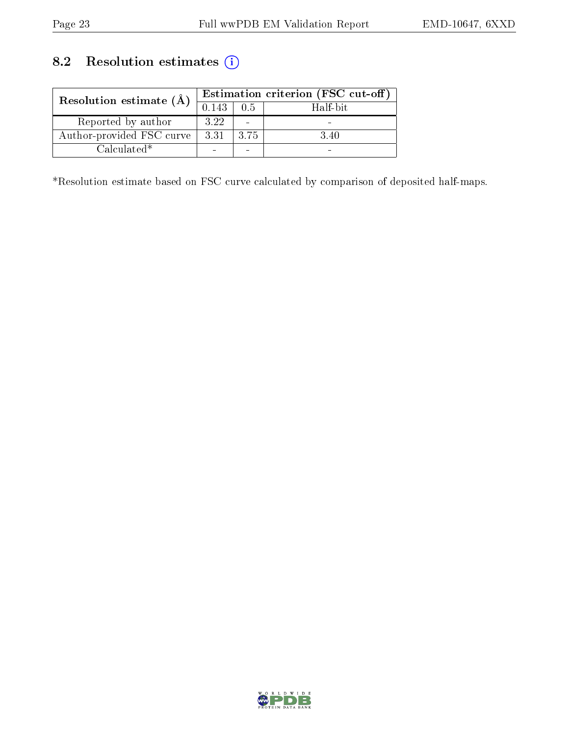## 8.2 Resolution estimates

| Resolution estimate (Å) | Estimation criterion (FSC cut-off) | | |
|---|---|---|---|
| | 0.143 | 0.5 | Half-bit |
| Reported by author | 3.22 | - | - |
| Author-provided FSC curve | 3.31 | 3.75 | 3.40 |
| Calculated* | - | - | - |

*Resolution estimate based on FSC curve calculated by comparison of deposited half-maps.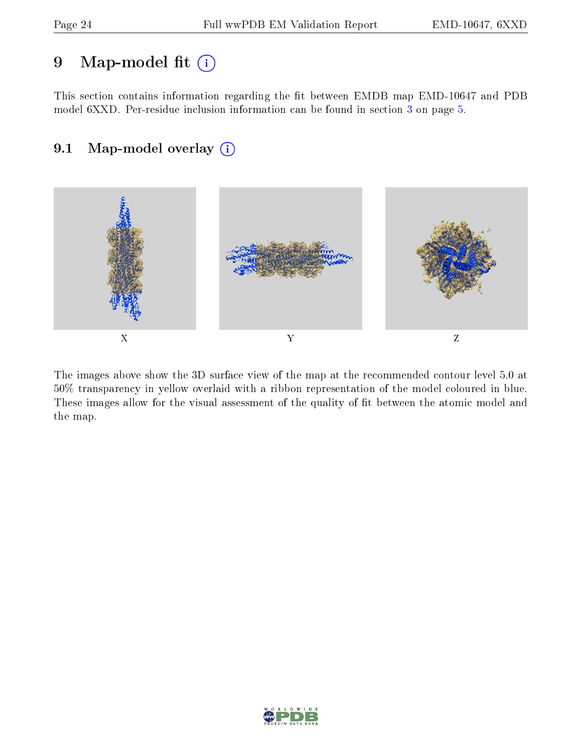# 9 Map-model fit

This section contains information regarding the fit between EMDB map EMD-10647 and PDB model 6XXD. Per-residue inclusion information can be found in section 3 on page 5.

## 9.1 Map-model overlay

X

Y

Z

The images above show the 3D surface view of the map at the recommended contour level 5.0 at 50% transparency in yellow overlaid with a ribbon representation of the model coloured in blue. These images allow for the visual assessment of the quality of fit between the atomic model and the map.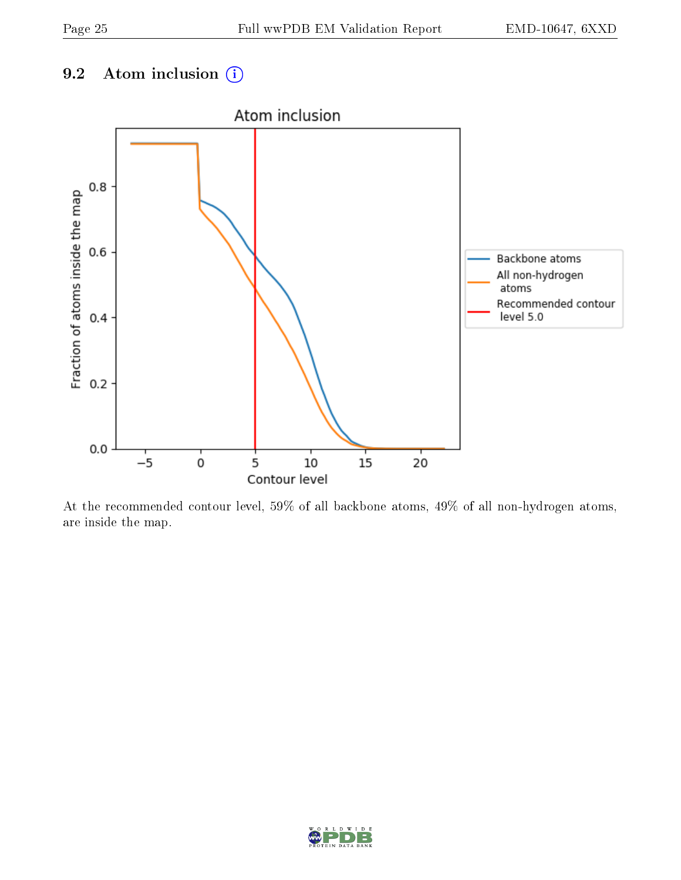## 9.2 Atom inclusion (i)

Atom inclusion

Fraction of atoms inside the map

0.0
0.2
0.4
0.6
0.8

−5
0
5
10
15
20

Contour level

Backbone atoms
All non-hydrogen atoms
Recommended contour level 5.0

At the recommended contour level, 59% of all backbone atoms, 49% of all non-hydrogen atoms, are inside the map.